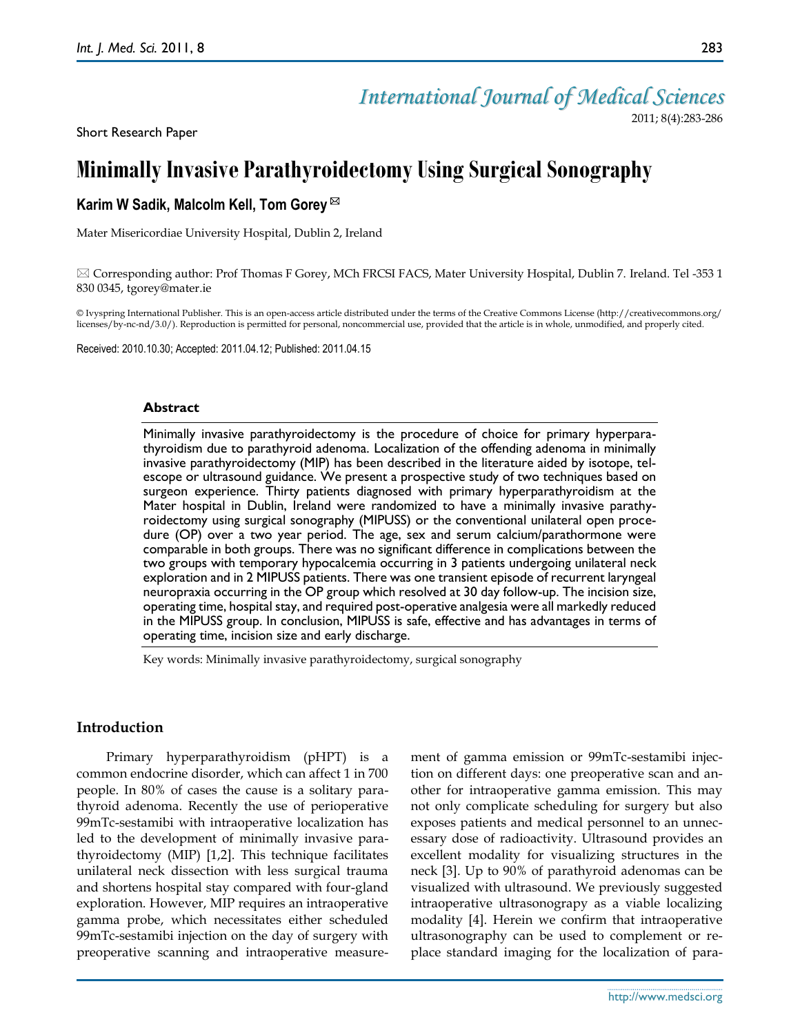Short Research Paper

# Minimally Invasive Parathyroidectomy Using Surgical Sonography

**Karim W Sadik, Malcolm Kell, Tom Gorey** ✉

Mater Misericordiae University Hospital, Dublin 2, Ireland

✉ Corresponding author: Prof Thomas F Gorey, MCh FRCSI FACS, Mater University Hospital, Dublin 7. Ireland. Tel -353 1 830 0345, tgorey@mater.ie

© Ivyspring International Publisher. This is an open-access article distributed under the terms of the Creative Commons License (http://creativecommons.org/licenses/by-nc-nd/3.0/). Reproduction is permitted for personal, noncommercial use, provided that the article is in whole, unmodified, and properly cited.

Received: 2010.10.30; Accepted: 2011.04.12; Published: 2011.04.15

## Abstract

Minimally invasive parathyroidectomy is the procedure of choice for primary hyperparathyroidism due to parathyroid adenoma. Localization of the offending adenoma in minimally invasive parathyroidectomy (MIP) has been described in the literature aided by isotope, telescope or ultrasound guidance. We present a prospective study of two techniques based on surgeon experience. Thirty patients diagnosed with primary hyperparathyroidism at the Mater hospital in Dublin, Ireland were randomized to have a minimally invasive parathyroidectomy using surgical sonography (MIPUSS) or the conventional unilateral open procedure (OP) over a two year period. The age, sex and serum calcium/parathormone were comparable in both groups. There was no significant difference in complications between the two groups with temporary hypocalcemia occurring in 3 patients undergoing unilateral neck exploration and in 2 MIPUSS patients. There was one transient episode of recurrent laryngeal neuropraxia occurring in the OP group which resolved at 30 day follow-up. The incision size, operating time, hospital stay, and required post-operative analgesia were all markedly reduced in the MIPUSS group. In conclusion, MIPUSS is safe, effective and has advantages in terms of operating time, incision size and early discharge.

Key words: Minimally invasive parathyroidectomy, surgical sonography

## Introduction

Primary hyperparathyroidism (pHPT) is a common endocrine disorder, which can affect 1 in 700 people. In 80% of cases the cause is a solitary parathyroid adenoma. Recently the use of perioperative 99mTc-sestamibi with intraoperative localization has led to the development of minimally invasive parathyroidectomy (MIP) [1,2]. This technique facilitates unilateral neck dissection with less surgical trauma and shortens hospital stay compared with four-gland exploration. However, MIP requires an intraoperative gamma probe, which necessitates either scheduled 99mTc-sestamibi injection on the day of surgery with preoperative scanning and intraoperative measurement of gamma emission or 99mTc-sestamibi injection on different days: one preoperative scan and another for intraoperative gamma emission. This may not only complicate scheduling for surgery but also exposes patients and medical personnel to an unnecessary dose of radioactivity. Ultrasound provides an excellent modality for visualizing structures in the neck [3]. Up to 90% of parathyroid adenomas can be visualized with ultrasound. We previously suggested intraoperative ultrasonography as a viable localizing modality [4]. Herein we confirm that intraoperative ultrasonography can be used to complement or replace standard imaging for the localization of para-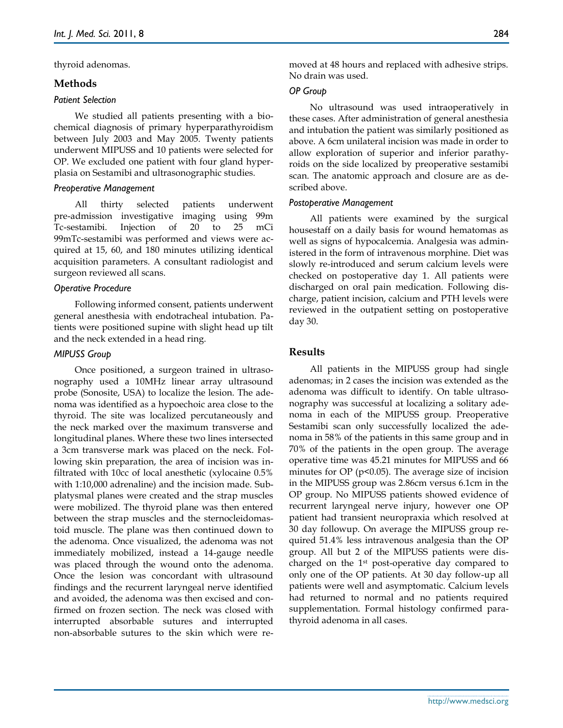thyroid adenomas.

## Methods

### *Patient Selection*

We studied all patients presenting with a biochemical diagnosis of primary hyperparathyroidism between July 2003 and May 2005. Twenty patients underwent MIPUSS and 10 patients were selected for OP. We excluded one patient with four gland hyperplasia on Sestamibi and ultrasonographic studies.

### *Preoperative Management*

All thirty selected patients underwent pre-admission investigative imaging using 99m Tc-sestamibi. Injection of 20 to 25 mCi 99mTc-sestamibi was performed and views were acquired at 15, 60, and 180 minutes utilizing identical acquisition parameters. A consultant radiologist and surgeon reviewed all scans.

### *Operative Procedure*

Following informed consent, patients underwent general anesthesia with endotracheal intubation. Patients were positioned supine with slight head up tilt and the neck extended in a head ring.

### *MIPUSS Group*

Once positioned, a surgeon trained in ultrasonography used a 10MHz linear array ultrasound probe (Sonosite, USA) to localize the lesion. The adenoma was identified as a hypoechoic area close to the thyroid. The site was localized percutaneously and the neck marked over the maximum transverse and longitudinal planes. Where these two lines intersected a 3cm transverse mark was placed on the neck. Following skin preparation, the area of incision was infiltrated with 10cc of local anesthetic (xylocaine 0.5% with 1:10,000 adrenaline) and the incision made. Subplatysmal planes were created and the strap muscles were mobilized. The thyroid plane was then entered between the strap muscles and the sternocleidomastoid muscle. The plane was then continued down to the adenoma. Once visualized, the adenoma was not immediately mobilized, instead a 14-gauge needle was placed through the wound onto the adenoma. Once the lesion was concordant with ultrasound findings and the recurrent laryngeal nerve identified and avoided, the adenoma was then excised and confirmed on frozen section. The neck was closed with interrupted absorbable sutures and interrupted non-absorbable sutures to the skin which were removed at 48 hours and replaced with adhesive strips. No drain was used.

### *OP Group*

No ultrasound was used intraoperatively in these cases. After administration of general anesthesia and intubation the patient was similarly positioned as above. A 6cm unilateral incision was made in order to allow exploration of superior and inferior parathyroids on the side localized by preoperative sestamibi scan. The anatomic approach and closure are as described above.

### *Postoperative Management*

All patients were examined by the surgical housestaff on a daily basis for wound hematomas as well as signs of hypocalcemia. Analgesia was administered in the form of intravenous morphine. Diet was slowly re-introduced and serum calcium levels were checked on postoperative day 1. All patients were discharged on oral pain medication. Following discharge, patient incision, calcium and PTH levels were reviewed in the outpatient setting on postoperative day 30.

## Results

All patients in the MIPUSS group had single adenomas; in 2 cases the incision was extended as the adenoma was difficult to identify. On table ultrasonography was successful at localizing a solitary adenoma in each of the MIPUSS group. Preoperative Sestamibi scan only successfully localized the adenoma in 58% of the patients in this same group and in 70% of the patients in the open group. The average operative time was 45.21 minutes for MIPUSS and 66 minutes for OP ($p<0.05$). The average size of incision in the MIPUSS group was 2.86cm versus 6.1cm in the OP group. No MIPUSS patients showed evidence of recurrent laryngeal nerve injury, however one OP patient had transient neuropraxia which resolved at 30 day followup. On average the MIPUSS group required 51.4% less intravenous analgesia than the OP group. All but 2 of the MIPUSS patients were discharged on the 1st post-operative day compared to only one of the OP patients. At 30 day follow-up all patients were well and asymptomatic. Calcium levels had returned to normal and no patients required supplementation. Formal histology confirmed parathyroid adenoma in all cases.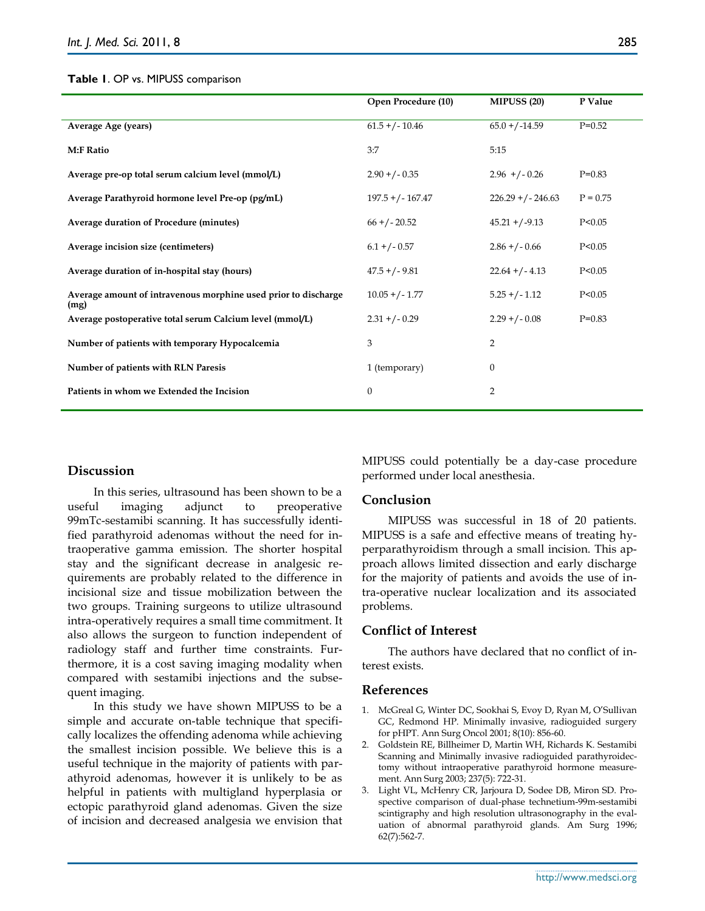**Table 1**. OP vs. MIPUSS comparison

| | Open Procedure (10) | MIPUSS (20) | P Value |
|---|---|---|---|
| Average Age (years) | 61.5 +/- 10.46 | 65.0 +/-14.59 | P=0.52 |
| M:F Ratio | 3:7 | 5:15 | |
| Average pre-op total serum calcium level (mmol/L) | 2.90 +/- 0.35 | 2.96 +/- 0.26 | P=0.83 |
| Average Parathyroid hormone level Pre-op (pg/mL) | 197.5 +/- 167.47 | 226.29 +/- 246.63 | P = 0.75 |
| Average duration of Procedure (minutes) | 66 +/- 20.52 | 45.21 +/-9.13 | P<0.05 |
| Average incision size (centimeters) | 6.1 +/- 0.57 | 2.86 +/- 0.66 | P<0.05 |
| Average duration of in-hospital stay (hours) | 47.5 +/- 9.81 | 22.64 +/- 4.13 | P<0.05 |
| Average amount of intravenous morphine used prior to discharge (mg) | 10.05 +/- 1.77 | 5.25 +/- 1.12 | P<0.05 |
| Average postoperative total serum Calcium level (mmol/L) | 2.31 +/- 0.29 | 2.29 +/- 0.08 | P=0.83 |
| Number of patients with temporary Hypocalcemia | 3 | 2 | |
| Number of patients with RLN Paresis | 1 (temporary) | 0 | |
| Patients in whom we Extended the Incision | 0 | 2 | |

## Discussion

In this series, ultrasound has been shown to be a useful imaging adjunct to preoperative 99mTc-sestamibi scanning. It has successfully identified parathyroid adenomas without the need for intraoperative gamma emission. The shorter hospital stay and the significant decrease in analgesic requirements are probably related to the difference in incisional size and tissue mobilization between the two groups. Training surgeons to utilize ultrasound intra-operatively requires a small time commitment. It also allows the surgeon to function independent of radiology staff and further time constraints. Furthermore, it is a cost saving imaging modality when compared with sestamibi injections and the subsequent imaging.

In this study we have shown MIPUSS to be a simple and accurate on-table technique that specifically localizes the offending adenoma while achieving the smallest incision possible. We believe this is a useful technique in the majority of patients with parathyroid adenomas, however it is unlikely to be as helpful in patients with multigland hyperplasia or ectopic parathyroid gland adenomas. Given the size of incision and decreased analgesia we envision that MIPUSS could potentially be a day-case procedure performed under local anesthesia.

## Conclusion

MIPUSS was successful in 18 of 20 patients. MIPUSS is a safe and effective means of treating hyperparathyroidism through a small incision. This approach allows limited dissection and early discharge for the majority of patients and avoids the use of intra-operative nuclear localization and its associated problems.

## Conflict of Interest

The authors have declared that no conflict of interest exists.

## References

1. McGreal G, Winter DC, Sookhai S, Evoy D, Ryan M, O'Sullivan GC, Redmond HP. Minimally invasive, radioguided surgery for pHPT. Ann Surg Oncol 2001; 8(10): 856-60.
2. Goldstein RE, Billheimer D, Martin WH, Richards K. Sestamibi Scanning and Minimally invasive radioguided parathyroidectomy without intraoperative parathyroid hormone measurement. Ann Surg 2003; 237(5): 722-31.
3. Light VL, McHenry CR, Jarjoura D, Sodee DB, Miron SD. Prospective comparison of dual-phase technetium-99m-sestamibi scintigraphy and high resolution ultrasonography in the evaluation of abnormal parathyroid glands. Am Surg 1996; 62(7):562-7.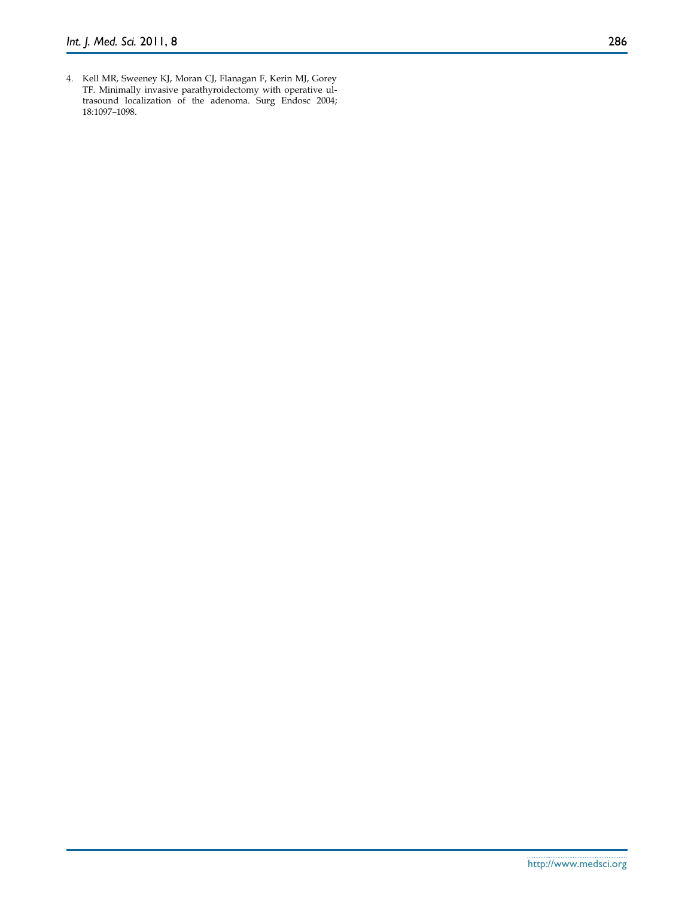4. Kell MR, Sweeney KJ, Moran CJ, Flanagan F, Kerin MJ, Gorey TF. Minimally invasive parathyroidectomy with operative ultrasound localization of the adenoma. Surg Endosc 2004; 18:1097–1098.